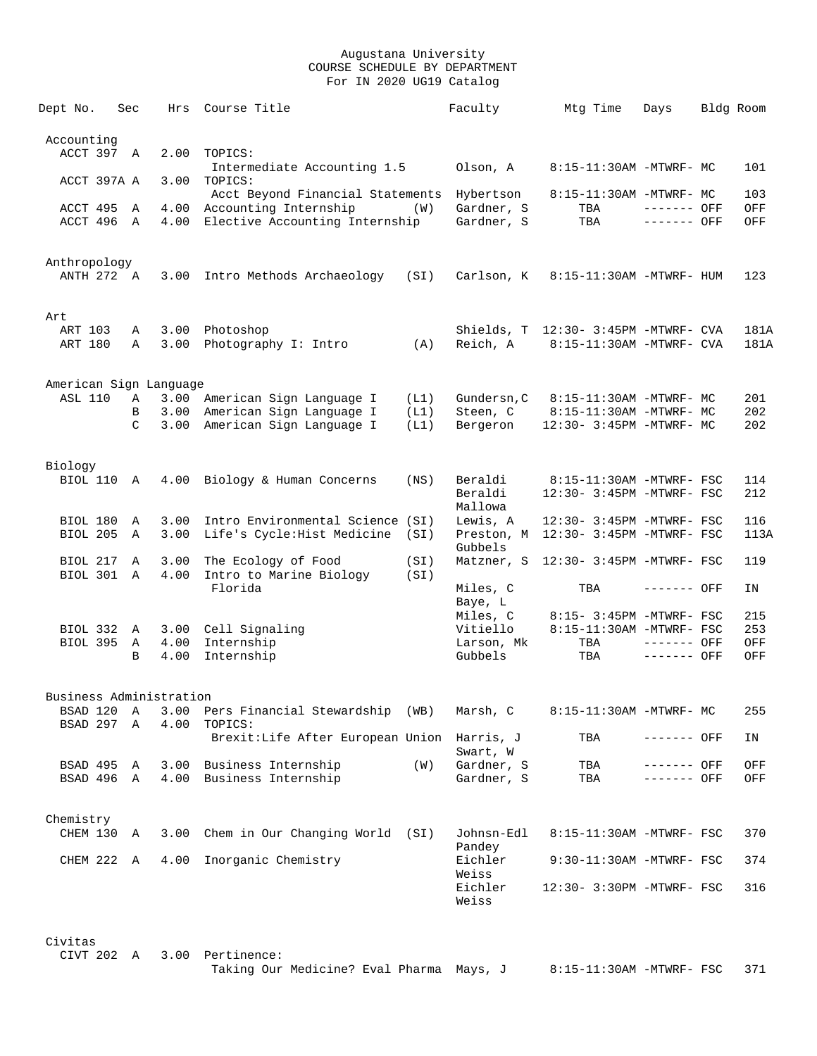Augustana University
COURSE SCHEDULE BY DEPARTMENT
For IN 2020 UG19 Catalog

| Dept No. | Sec | Hrs | Course Title | | Faculty | Mtg Time | Days | Bldg | Room |
|---|---|---|---|---|---|---|---|---|---|
| **Accounting** | | | | | | | | | |
| ACCT 397 | A | 2.00 | TOPICS: | | | | | | |
| | | | Intermediate Accounting 1.5 | | Olson, A | 8:15-11:30AM | -MTWRF- | MC | 101 |
| ACCT 397A | A | 3.00 | TOPICS: | | | | | | |
| | | | Acct Beyond Financial Statements | | Hybertson | 8:15-11:30AM | -MTWRF- | MC | 103 |
| ACCT 495 | A | 4.00 | Accounting Internship | (W) | Gardner, S | TBA | ------- | OFF | OFF |
| ACCT 496 | A | 4.00 | Elective Accounting Internship | | Gardner, S | TBA | ------- | OFF | OFF |
| **Anthropology** | | | | | | | | | |
| ANTH 272 | A | 3.00 | Intro Methods Archaeology | (SI) | Carlson, K | 8:15-11:30AM | -MTWRF- | HUM | 123 |
| **Art** | | | | | | | | | |
| ART 103 | A | 3.00 | Photoshop | | Shields, T | 12:30- 3:45PM | -MTWRF- | CVA | 181A |
| ART 180 | A | 3.00 | Photography I: Intro | (A) | Reich, A | 8:15-11:30AM | -MTWRF- | CVA | 181A |
| **American Sign Language** | | | | | | | | | |
| ASL 110 | A | 3.00 | American Sign Language I | (L1) | Gundersn,C | 8:15-11:30AM | -MTWRF- | MC | 201 |
| | B | 3.00 | American Sign Language I | (L1) | Steen, C | 8:15-11:30AM | -MTWRF- | MC | 202 |
| | C | 3.00 | American Sign Language I | (L1) | Bergeron | 12:30- 3:45PM | -MTWRF- | MC | 202 |
| **Biology** | | | | | | | | | |
| BIOL 110 | A | 4.00 | Biology & Human Concerns | (NS) | Beraldi | 8:15-11:30AM | -MTWRF- | FSC | 114 |
| | | | | | Beraldi<br>Mallowa | 12:30- 3:45PM | -MTWRF- | FSC | 212 |
| BIOL 180 | A | 3.00 | Intro Environmental Science | (SI) | Lewis, A | 12:30- 3:45PM | -MTWRF- | FSC | 116 |
| BIOL 205 | A | 3.00 | Life's Cycle:Hist Medicine | (SI) | Preston, M<br>Gubbels | 12:30- 3:45PM | -MTWRF- | FSC | 113A |
| BIOL 217 | A | 3.00 | The Ecology of Food | (SI) | Matzner, S | 12:30- 3:45PM | -MTWRF- | FSC | 119 |
| BIOL 301 | A | 4.00 | Intro to Marine Biology | (SI) | | | | | |
| | | | Florida | | Miles, C<br>Baye, L | TBA | ------- | OFF | IN |
| | | | | | Miles, C | 8:15- 3:45PM | -MTWRF- | FSC | 215 |
| BIOL 332 | A | 3.00 | Cell Signaling | | Vitiello | 8:15-11:30AM | -MTWRF- | FSC | 253 |
| BIOL 395 | A | 4.00 | Internship | | Larson, Mk | TBA | ------- | OFF | OFF |
| | B | 4.00 | Internship | | Gubbels | TBA | ------- | OFF | OFF |
| **Business Administration** | | | | | | | | | |
| BSAD 120 | A | 3.00 | Pers Financial Stewardship | (WB) | Marsh, C | 8:15-11:30AM | -MTWRF- | MC | 255 |
| BSAD 297 | A | 4.00 | TOPICS: | | | | | | |
| | | | Brexit:Life After European Union | | Harris, J<br>Swart, W | TBA | ------- | OFF | IN |
| BSAD 495 | A | 3.00 | Business Internship | (W) | Gardner, S | TBA | ------- | OFF | OFF |
| BSAD 496 | A | 4.00 | Business Internship | | Gardner, S | TBA | ------- | OFF | OFF |
| **Chemistry** | | | | | | | | | |
| CHEM 130 | A | 3.00 | Chem in Our Changing World | (SI) | Johnsn-Edl<br>Pandey | 8:15-11:30AM | -MTWRF- | FSC | 370 |
| CHEM 222 | A | 4.00 | Inorganic Chemistry | | Eichler<br>Weiss | 9:30-11:30AM | -MTWRF- | FSC | 374 |
| | | | | | Eichler<br>Weiss | 12:30- 3:30PM | -MTWRF- | FSC | 316 |
| **Civitas** | | | | | | | | | |
| CIVT 202 | A | 3.00 | Pertinence: | | | | | | |
| | | | Taking Our Medicine? Eval Pharma | | Mays, J | 8:15-11:30AM | -MTWRF- | FSC | 371 |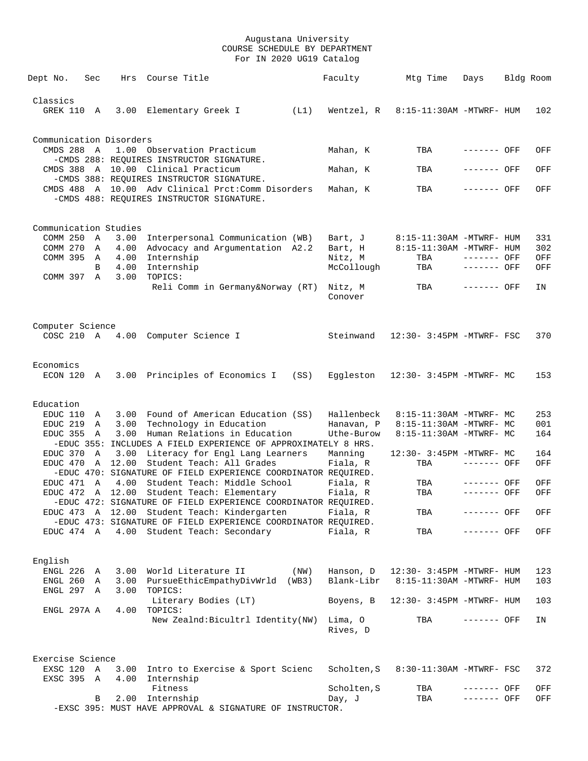Augustana University
COURSE SCHEDULE BY DEPARTMENT
For IN 2020 UG19 Catalog

| Dept No. | Sec | Hrs | Course Title | Faculty | Mtg Time | Days | Bldg | Room |
|---|---|---|---|---|---|---|---|---|
| **Classics** | | | | | | | | |
| GREK 110 | A | 3.00 | Elementary Greek I (L1) | Wentzel, R | 8:15-11:30AM | -MTWRF- | HUM | 102 |
| **Communication Disorders** | | | | | | | | |
| CMDS 288 | A | 1.00 | Observation Practicum | Mahan, K | TBA | ------- | OFF | OFF |
| | | | -CMDS 288: REQUIRES INSTRUCTOR SIGNATURE. | | | | | |
| CMDS 388 | A | 10.00 | Clinical Practicum | Mahan, K | TBA | ------- | OFF | OFF |
| | | | -CMDS 388: REQUIRES INSTRUCTOR SIGNATURE. | | | | | |
| CMDS 488 | A | 10.00 | Adv Clinical Prct:Comm Disorders | Mahan, K | TBA | ------- | OFF | OFF |
| | | | -CMDS 488: REQUIRES INSTRUCTOR SIGNATURE. | | | | | |
| **Communication Studies** | | | | | | | | |
| COMM 250 | A | 3.00 | Interpersonal Communication (WB) | Bart, J | 8:15-11:30AM | -MTWRF- | HUM | 331 |
| COMM 270 | A | 4.00 | Advocacy and Argumentation A2.2 | Bart, H | 8:15-11:30AM | -MTWRF- | HUM | 302 |
| COMM 395 | A | 4.00 | Internship | Nitz, M | TBA | ------- | OFF | OFF |
| | B | 4.00 | Internship | McCollough | TBA | ------- | OFF | OFF |
| COMM 397 | A | 3.00 | TOPICS: Reli Comm in Germany&Norway (RT) | Nitz, M; Conover | TBA | ------- | OFF | IN |
| **Computer Science** | | | | | | | | |
| COSC 210 | A | 4.00 | Computer Science I | Steinwand | 12:30- 3:45PM | -MTWRF- | FSC | 370 |
| **Economics** | | | | | | | | |
| ECON 120 | A | 3.00 | Principles of Economics I (SS) | Eggleston | 12:30- 3:45PM | -MTWRF- | MC | 153 |
| **Education** | | | | | | | | |
| EDUC 110 | A | 3.00 | Found of American Education (SS) | Hallenbeck | 8:15-11:30AM | -MTWRF- | MC | 253 |
| EDUC 219 | A | 3.00 | Technology in Education | Hanavan, P | 8:15-11:30AM | -MTWRF- | MC | 001 |
| EDUC 355 | A | 3.00 | Human Relations in Education | Uthe-Burow | 8:15-11:30AM | -MTWRF- | MC | 164 |
| | | | -EDUC 355: INCLUDES A FIELD EXPERIENCE OF APPROXIMATELY 8 HRS. | | | | | |
| EDUC 370 | A | 3.00 | Literacy for Engl Lang Learners | Manning | 12:30- 3:45PM | -MTWRF- | MC | 164 |
| EDUC 470 | A | 12.00 | Student Teach: All Grades | Fiala, R | TBA | ------- | OFF | OFF |
| | | | -EDUC 470: SIGNATURE OF FIELD EXPERIENCE COORDINATOR REQUIRED. | | | | | |
| EDUC 471 | A | 4.00 | Student Teach: Middle School | Fiala, R | TBA | ------- | OFF | OFF |
| EDUC 472 | A | 12.00 | Student Teach: Elementary | Fiala, R | TBA | ------- | OFF | OFF |
| | | | -EDUC 472: SIGNATURE OF FIELD EXPERIENCE COORDINATOR REQUIRED. | | | | | |
| EDUC 473 | A | 12.00 | Student Teach: Kindergarten | Fiala, R | TBA | ------- | OFF | OFF |
| | | | -EDUC 473: SIGNATURE OF FIELD EXPERIENCE COORDINATOR REQUIRED. | | | | | |
| EDUC 474 | A | 4.00 | Student Teach: Secondary | Fiala, R | TBA | ------- | OFF | OFF |
| **English** | | | | | | | | |
| ENGL 226 | A | 3.00 | World Literature II (NW) | Hanson, D | 12:30- 3:45PM | -MTWRF- | HUM | 123 |
| ENGL 260 | A | 3.00 | PursueEthicEmpathyDivWrld (WB3) | Blank-Libr | 8:15-11:30AM | -MTWRF- | HUM | 103 |
| ENGL 297 | A | 3.00 | TOPICS: Literary Bodies (LT) | Boyens, B | 12:30- 3:45PM | -MTWRF- | HUM | 103 |
| ENGL 297A | A | 4.00 | TOPICS: New Zealnd:Bicultrl Identity(NW) | Lima, O; Rives, D | TBA | ------- | OFF | IN |
| **Exercise Science** | | | | | | | | |
| EXSC 120 | A | 3.00 | Intro to Exercise & Sport Scienc | Scholten,S | 8:30-11:30AM | -MTWRF- | FSC | 372 |
| EXSC 395 | A | 4.00 | Internship Fitness | Scholten,S | TBA | ------- | OFF | OFF |
| | B | 2.00 | Internship | Day, J | TBA | ------- | OFF | OFF |
| | | | -EXSC 395: MUST HAVE APPROVAL & SIGNATURE OF INSTRUCTOR. | | | | | |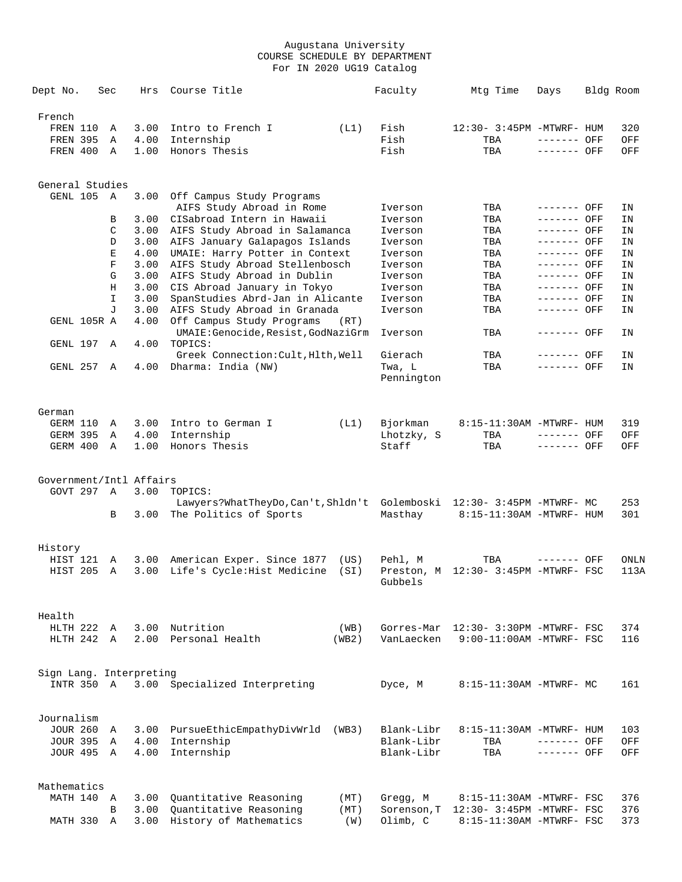Augustana University
COURSE SCHEDULE BY DEPARTMENT
For IN 2020 UG19 Catalog

| Dept No. | Sec | Hrs | Course Title | | Faculty | Mtg Time | Days | Bldg | Room |
|---|---|---|---|---|---|---|---|---|---|
| **French** | | | | | | | | | |
| FREN 110 | A | 3.00 | Intro to French I | (L1) | Fish | 12:30- 3:45PM | -MTWRF- | HUM | 320 |
| FREN 395 | A | 4.00 | Internship | | Fish | TBA | ------- | OFF | OFF |
| FREN 400 | A | 1.00 | Honors Thesis | | Fish | TBA | ------- | OFF | OFF |
| **General Studies** | | | | | | | | | |
| GENL 105 | A | 3.00 | Off Campus Study Programs | | | | | | |
| | | | AIFS Study Abroad in Rome | | Iverson | TBA | ------- | OFF | IN |
| | B | 3.00 | CISabroad Intern in Hawaii | | Iverson | TBA | ------- | OFF | IN |
| | C | 3.00 | AIFS Study Abroad in Salamanca | | Iverson | TBA | ------- | OFF | IN |
| | D | 3.00 | AIFS January Galapagos Islands | | Iverson | TBA | ------- | OFF | IN |
| | E | 4.00 | UMAIE: Harry Potter in Context | | Iverson | TBA | ------- | OFF | IN |
| | F | 3.00 | AIFS Study Abroad Stellenbosch | | Iverson | TBA | ------- | OFF | IN |
| | G | 3.00 | AIFS Study Abroad in Dublin | | Iverson | TBA | ------- | OFF | IN |
| | H | 3.00 | CIS Abroad January in Tokyo | | Iverson | TBA | ------- | OFF | IN |
| | I | 3.00 | SpanStudies Abrd-Jan in Alicante | | Iverson | TBA | ------- | OFF | IN |
| | J | 3.00 | AIFS Study Abroad in Granada | | Iverson | TBA | ------- | OFF | IN |
| GENL 105R | A | 4.00 | Off Campus Study Programs | (RT) | | | | | |
| | | | UMAIE:Genocide,Resist,GodNaziGrm | | Iverson | TBA | ------- | OFF | IN |
| GENL 197 | A | 4.00 | TOPICS: | | | | | | |
| | | | Greek Connection:Cult,Hlth,Well | | Gierach | TBA | ------- | OFF | IN |
| GENL 257 | A | 4.00 | Dharma: India (NW) | | Twa, L Pennington | TBA | ------- | OFF | IN |
| **German** | | | | | | | | | |
| GERM 110 | A | 3.00 | Intro to German I | (L1) | Bjorkman | 8:15-11:30AM | -MTWRF- | HUM | 319 |
| GERM 395 | A | 4.00 | Internship | | Lhotzky, S | TBA | ------- | OFF | OFF |
| GERM 400 | A | 1.00 | Honors Thesis | | Staff | TBA | ------- | OFF | OFF |
| **Government/Intl Affairs** | | | | | | | | | |
| GOVT 297 | A | 3.00 | TOPICS: | | | | | | |
| | | | Lawyers?WhatTheyDo,Can't,Shldn't | | Golemboski | 12:30- 3:45PM | -MTWRF- | MC | 253 |
| | B | 3.00 | The Politics of Sports | | Masthay | 8:15-11:30AM | -MTWRF- | HUM | 301 |
| **History** | | | | | | | | | |
| HIST 121 | A | 3.00 | American Exper. Since 1877 | (US) | Pehl, M | TBA | ------- | OFF | ONLN |
| HIST 205 | A | 3.00 | Life's Cycle:Hist Medicine | (SI) | Preston, M Gubbels | 12:30- 3:45PM | -MTWRF- | FSC | 113A |
| **Health** | | | | | | | | | |
| HLTH 222 | A | 3.00 | Nutrition | (WB) | Gorres-Mar | 12:30- 3:30PM | -MTWRF- | FSC | 374 |
| HLTH 242 | A | 2.00 | Personal Health | (WB2) | VanLaecken | 9:00-11:00AM | -MTWRF- | FSC | 116 |
| **Sign Lang. Interpreting** | | | | | | | | | |
| INTR 350 | A | 3.00 | Specialized Interpreting | | Dyce, M | 8:15-11:30AM | -MTWRF- | MC | 161 |
| **Journalism** | | | | | | | | | |
| JOUR 260 | A | 3.00 | PursueEthicEmpathyDivWrld | (WB3) | Blank-Libr | 8:15-11:30AM | -MTWRF- | HUM | 103 |
| JOUR 395 | A | 4.00 | Internship | | Blank-Libr | TBA | ------- | OFF | OFF |
| JOUR 495 | A | 4.00 | Internship | | Blank-Libr | TBA | ------- | OFF | OFF |
| **Mathematics** | | | | | | | | | |
| MATH 140 | A | 3.00 | Quantitative Reasoning | (MT) | Gregg, M | 8:15-11:30AM | -MTWRF- | FSC | 376 |
| | B | 3.00 | Quantitative Reasoning | (MT) | Sorenson,T | 12:30- 3:45PM | -MTWRF- | FSC | 376 |
| MATH 330 | A | 3.00 | History of Mathematics | (W) | Olimb, C | 8:15-11:30AM | -MTWRF- | FSC | 373 |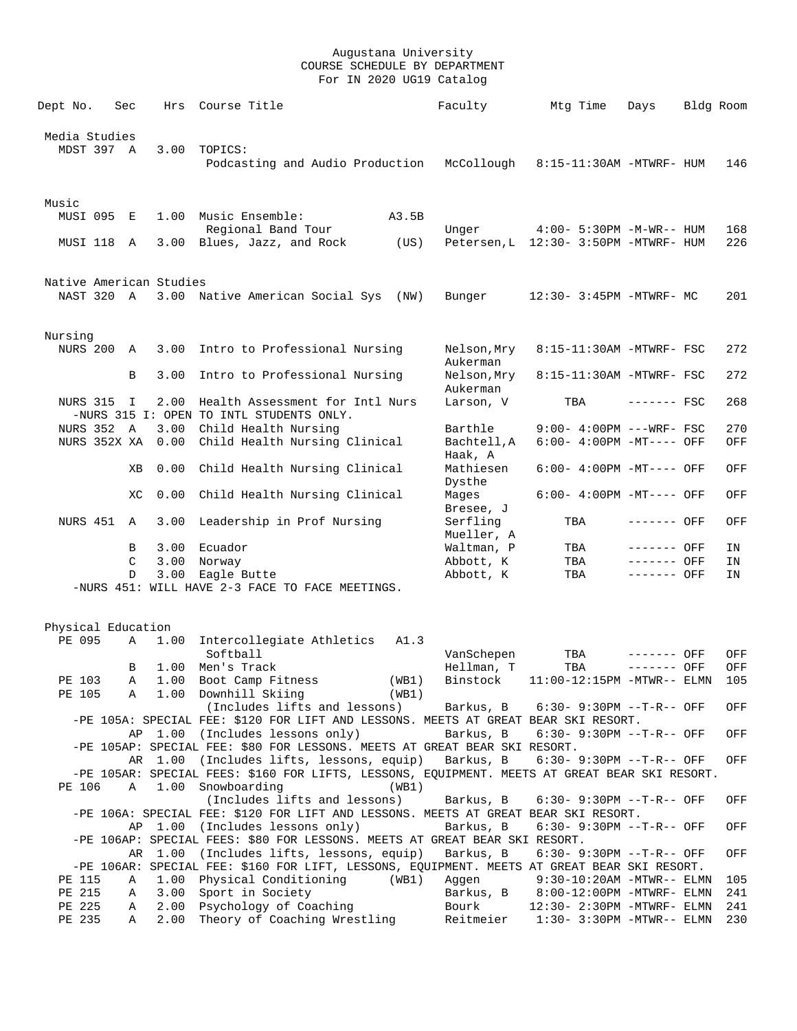Augustana University
COURSE SCHEDULE BY DEPARTMENT
For IN 2020 UG19 Catalog

| Dept No. | Sec | Hrs | Course Title | | Faculty | Mtg Time | Days | Bldg | Room |
|---|---|---|---|---|---|---|---|---|---|
| **Media Studies** | | | | | | | | | |
| MDST 397 | A | 3.00 | TOPICS: Podcasting and Audio Production | | McCollough | 8:15-11:30AM | -MTWRF- | HUM | 146 |
| **Music** | | | | | | | | | |
| MUSI 095 | E | 1.00 | Music Ensemble: Regional Band Tour | A3.5B | Unger | 4:00- 5:30PM | -M-WR-- | HUM | 168 |
| MUSI 118 | A | 3.00 | Blues, Jazz, and Rock | (US) | Petersen,L | 12:30- 3:50PM | -MTWRF- | HUM | 226 |
| **Native American Studies** | | | | | | | | | |
| NAST 320 | A | 3.00 | Native American Social Sys | (NW) | Bunger | 12:30- 3:45PM | -MTWRF- | MC | 201 |
| **Nursing** | | | | | | | | | |
| NURS 200 | A | 3.00 | Intro to Professional Nursing | | Nelson,Mry Aukerman | 8:15-11:30AM | -MTWRF- | FSC | 272 |
| | B | 3.00 | Intro to Professional Nursing | | Nelson,Mry Aukerman | 8:15-11:30AM | -MTWRF- | FSC | 272 |
| NURS 315 | I | 2.00 | Health Assessment for Intl Nurs | | Larson, V | TBA | ------- | FSC | 268 |
| -NURS 315 I: OPEN TO INTL STUDENTS ONLY. | | | | | | | | | |
| NURS 352 | A | 3.00 | Child Health Nursing | | Barthle | 9:00- 4:00PM | ---WRF- | FSC | 270 |
| NURS 352X | XA | 0.00 | Child Health Nursing Clinical | | Bachtell,A Haak, A | 6:00- 4:00PM | -MT---- | OFF | OFF |
| | XB | 0.00 | Child Health Nursing Clinical | | Mathiesen Dysthe | 6:00- 4:00PM | -MT---- | OFF | OFF |
| | XC | 0.00 | Child Health Nursing Clinical | | Mages Bresee, J | 6:00- 4:00PM | -MT---- | OFF | OFF |
| NURS 451 | A | 3.00 | Leadership in Prof Nursing | | Serfling Mueller, A | TBA | ------- | OFF | OFF |
| | B | 3.00 | Ecuador | | Waltman, P | TBA | ------- | OFF | IN |
| | C | 3.00 | Norway | | Abbott, K | TBA | ------- | OFF | IN |
| | D | 3.00 | Eagle Butte | | Abbott, K | TBA | ------- | OFF | IN |
| -NURS 451: WILL HAVE 2-3 FACE TO FACE MEETINGS. | | | | | | | | | |
| **Physical Education** | | | | | | | | | |
| PE 095 | A | 1.00 | Intercollegiate Athletics Softball | A1.3 | VanSchepen | TBA | ------- | OFF | OFF |
| | B | 1.00 | Men's Track | | Hellman, T | TBA | ------- | OFF | OFF |
| PE 103 | A | 1.00 | Boot Camp Fitness | (WB1) | Binstock | 11:00-12:15PM | -MTWR-- | ELMN | 105 |
| PE 105 | A | 1.00 | Downhill Skiing (Includes lifts and lessons) | (WB1) | Barkus, B | 6:30- 9:30PM | --T-R-- | OFF | OFF |
| -PE 105A: SPECIAL FEE: $120 FOR LIFT AND LESSONS. MEETS AT GREAT BEAR SKI RESORT. | | | | | | | | | |
| | AP | 1.00 | (Includes lessons only) | | Barkus, B | 6:30- 9:30PM | --T-R-- | OFF | OFF |
| -PE 105AP: SPECIAL FEE: $80 FOR LESSONS. MEETS AT GREAT BEAR SKI RESORT. | | | | | | | | | |
| | AR | 1.00 | (Includes lifts, lessons, equip) | | Barkus, B | 6:30- 9:30PM | --T-R-- | OFF | OFF |
| -PE 105AR: SPECIAL FEES: $160 FOR LIFTS, LESSONS, EQUIPMENT. MEETS AT GREAT BEAR SKI RESORT. | | | | | | | | | |
| PE 106 | A | 1.00 | Snowboarding (Includes lifts and lessons) | (WB1) | Barkus, B | 6:30- 9:30PM | --T-R-- | OFF | OFF |
| -PE 106A: SPECIAL FEE: $120 FOR LIFT AND LESSONS. MEETS AT GREAT BEAR SKI RESORT. | | | | | | | | | |
| | AP | 1.00 | (Includes lessons only) | | Barkus, B | 6:30- 9:30PM | --T-R-- | OFF | OFF |
| -PE 106AP: SPECIAL FEES: $80 FOR LESSONS. MEETS AT GREAT BEAR SKI RESORT. | | | | | | | | | |
| | AR | 1.00 | (Includes lifts, lessons, equip) | | Barkus, B | 6:30- 9:30PM | --T-R-- | OFF | OFF |
| -PE 106AR: SPECIAL FEE: $160 FOR LIFT, LESSONS, EQUIPMENT. MEETS AT GREAT BEAR SKI RESORT. | | | | | | | | | |
| PE 115 | A | 1.00 | Physical Conditioning | (WB1) | Aggen | 9:30-10:20AM | -MTWR-- | ELMN | 105 |
| PE 215 | A | 3.00 | Sport in Society | | Barkus, B | 8:00-12:00PM | -MTWRF- | ELMN | 241 |
| PE 225 | A | 2.00 | Psychology of Coaching | | Bourk | 12:30- 2:30PM | -MTWRF- | ELMN | 241 |
| PE 235 | A | 2.00 | Theory of Coaching Wrestling | | Reitmeier | 1:30- 3:30PM | -MTWR-- | ELMN | 230 |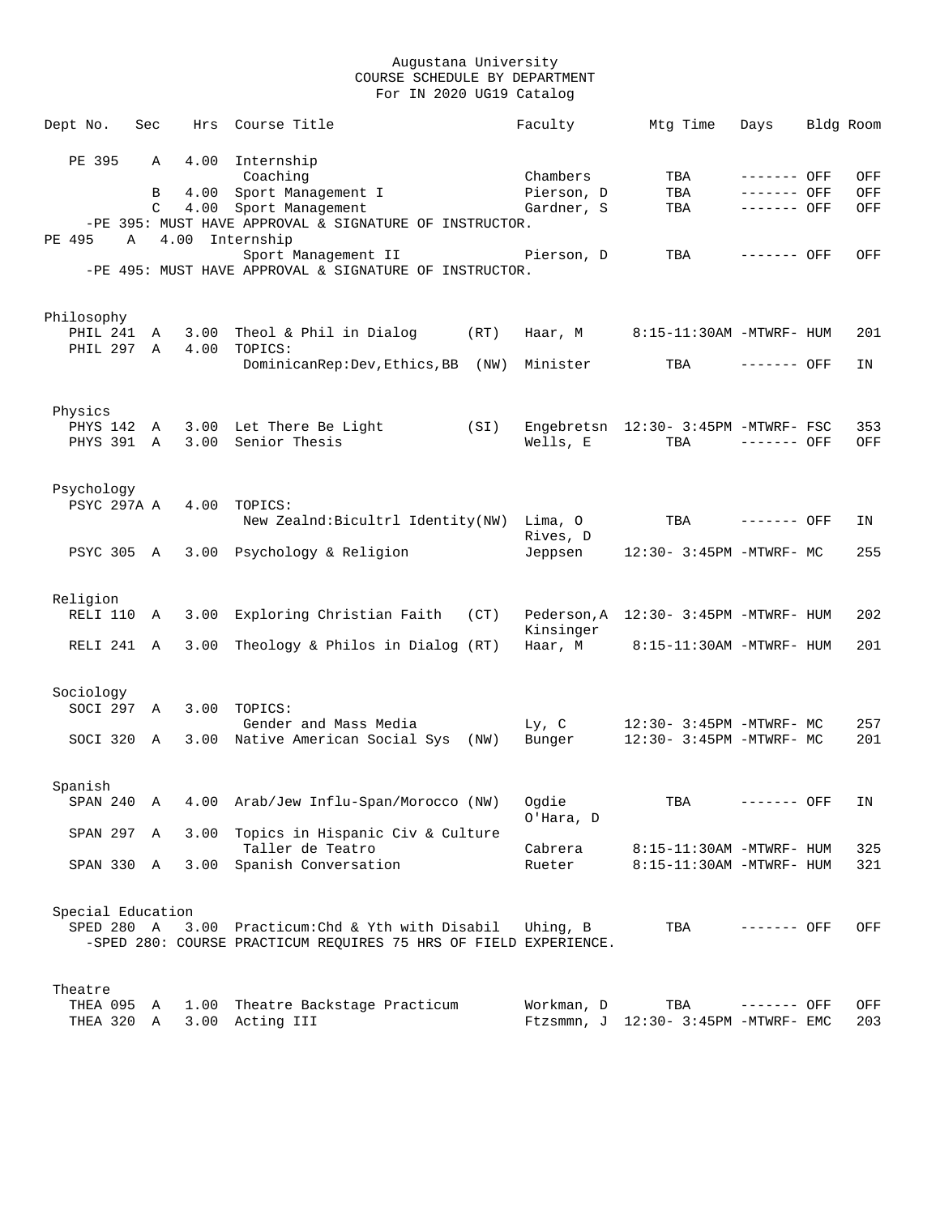Augustana University
COURSE SCHEDULE BY DEPARTMENT
For IN 2020 UG19 Catalog

| Dept No. | Sec | Hrs | Course Title | Faculty | Mtg Time | Days | Bldg | Room |
|---|---|---|---|---|---|---|---|---|
| PE 395 | A | 4.00 | Internship | | | | | |
| | | | Coaching | Chambers | TBA | ------- | OFF | OFF |
| | B | 4.00 | Sport Management I | Pierson, D | TBA | ------- | OFF | OFF |
| | C | 4.00 | Sport Management | Gardner, S | TBA | ------- | OFF | OFF |
| -PE 395: MUST HAVE APPROVAL & SIGNATURE OF INSTRUCTOR. | | | | | | | | |
| PE 495 | A | 4.00 | Internship | | | | | |
| | | | Sport Management II | Pierson, D | TBA | ------- | OFF | OFF |
| -PE 495: MUST HAVE APPROVAL & SIGNATURE OF INSTRUCTOR. | | | | | | | | |
| **Philosophy** | | | | | | | | |
| PHIL 241 | A | 3.00 | Theol & Phil in Dialog (RT) | Haar, M | 8:15-11:30AM | -MTWRF- | HUM | 201 |
| PHIL 297 | A | 4.00 | TOPICS: | | | | | |
| | | | DominicanRep:Dev,Ethics,BB (NW) | Minister | TBA | ------- | OFF | IN |
| **Physics** | | | | | | | | |
| PHYS 142 | A | 3.00 | Let There Be Light (SI) | Engebretsn | 12:30- 3:45PM | -MTWRF- | FSC | 353 |
| PHYS 391 | A | 3.00 | Senior Thesis | Wells, E | TBA | ------- | OFF | OFF |
| **Psychology** | | | | | | | | |
| PSYC 297A | A | 4.00 | TOPICS: | | | | | |
| | | | New Zealnd:Bicultrl Identity(NW) | Lima, O<br>Rives, D | TBA | ------- | OFF | IN |
| PSYC 305 | A | 3.00 | Psychology & Religion | Jeppsen | 12:30- 3:45PM | -MTWRF- | MC | 255 |
| **Religion** | | | | | | | | |
| RELI 110 | A | 3.00 | Exploring Christian Faith (CT) | Pederson,A<br>Kinsinger | 12:30- 3:45PM | -MTWRF- | HUM | 202 |
| RELI 241 | A | 3.00 | Theology & Philos in Dialog (RT) | Haar, M | 8:15-11:30AM | -MTWRF- | HUM | 201 |
| **Sociology** | | | | | | | | |
| SOCI 297 | A | 3.00 | TOPICS: | | | | | |
| | | | Gender and Mass Media | Ly, C | 12:30- 3:45PM | -MTWRF- | MC | 257 |
| SOCI 320 | A | 3.00 | Native American Social Sys (NW) | Bunger | 12:30- 3:45PM | -MTWRF- | MC | 201 |
| **Spanish** | | | | | | | | |
| SPAN 240 | A | 4.00 | Arab/Jew Influ-Span/Morocco (NW) | Ogdie<br>O'Hara, D | TBA | ------- | OFF | IN |
| SPAN 297 | A | 3.00 | Topics in Hispanic Civ & Culture | | | | | |
| | | | Taller de Teatro | Cabrera | 8:15-11:30AM | -MTWRF- | HUM | 325 |
| SPAN 330 | A | 3.00 | Spanish Conversation | Rueter | 8:15-11:30AM | -MTWRF- | HUM | 321 |
| **Special Education** | | | | | | | | |
| SPED 280 | A | 3.00 | Practicum:Chd & Yth with Disabil | Uhing, B | TBA | ------- | OFF | OFF |
| -SPED 280: COURSE PRACTICUM REQUIRES 75 HRS OF FIELD EXPERIENCE. | | | | | | | | |
| **Theatre** | | | | | | | | |
| THEA 095 | A | 1.00 | Theatre Backstage Practicum | Workman, D | TBA | ------- | OFF | OFF |
| THEA 320 | A | 3.00 | Acting III | Ftzsmmn, J | 12:30- 3:45PM | -MTWRF- | EMC | 203 |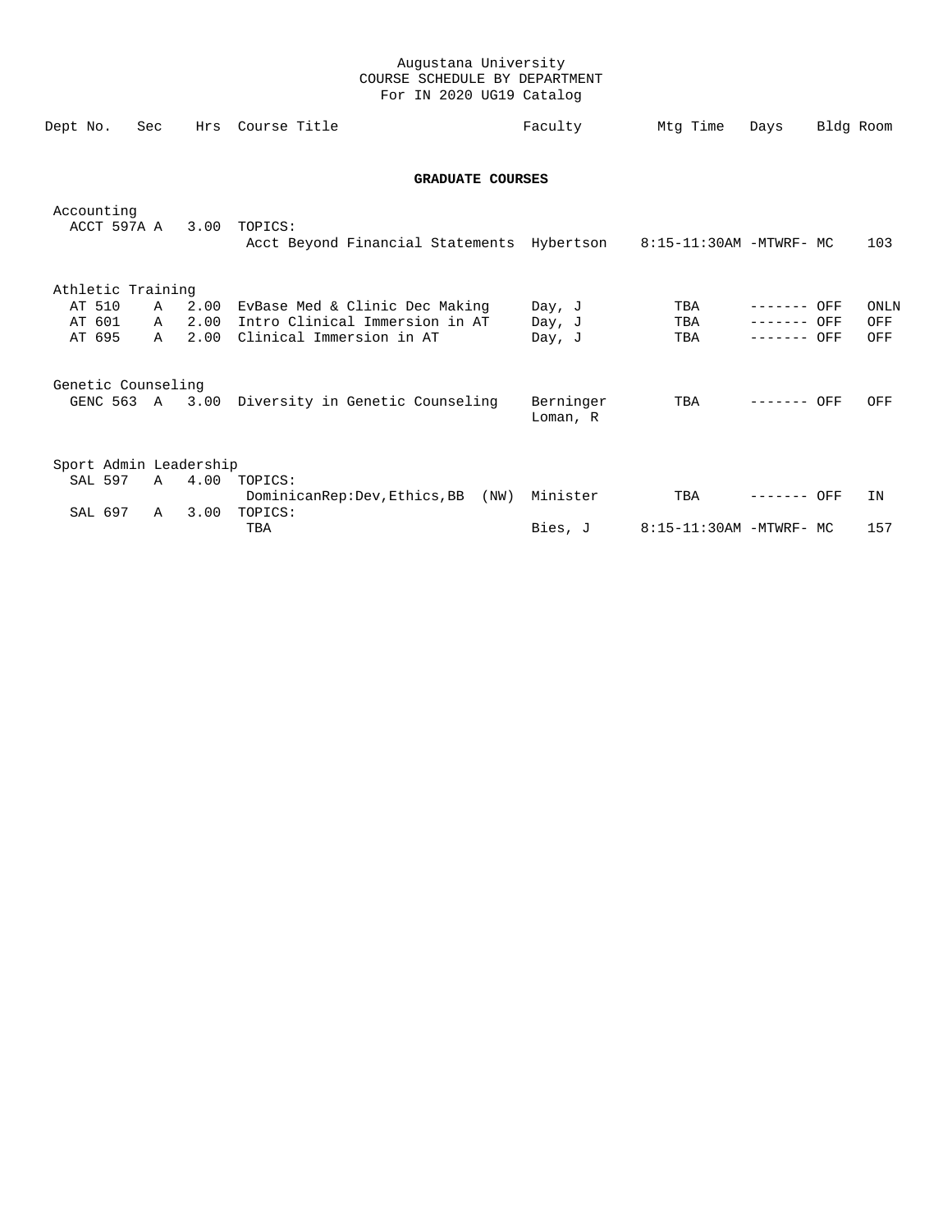Augustana University
COURSE SCHEDULE BY DEPARTMENT
For IN 2020 UG19 Catalog

## GRADUATE COURSES

| Dept No. | Sec | Hrs | Course Title | Faculty | Mtg Time | Days | Bldg | Room |
|---|---|---|---|---|---|---|---|---|
| **Accounting** | | | | | | | | |
| ACCT 597A | A | 3.00 | TOPICS: Acct Beyond Financial Statements | Hybertson | 8:15-11:30AM | -MTWRF- | MC | 103 |
| **Athletic Training** | | | | | | | | |
| AT 510 | A | 2.00 | EvBase Med & Clinic Dec Making | Day, J | TBA | ------- | OFF | ONLN |
| AT 601 | A | 2.00 | Intro Clinical Immersion in AT | Day, J | TBA | ------- | OFF | OFF |
| AT 695 | A | 2.00 | Clinical Immersion in AT | Day, J | TBA | ------- | OFF | OFF |
| **Genetic Counseling** | | | | | | | | |
| GENC 563 | A | 3.00 | Diversity in Genetic Counseling | Berninger<br>Loman, R | TBA | ------- | OFF | OFF |
| **Sport Admin Leadership** | | | | | | | | |
| SAL 597 | A | 4.00 | TOPICS: DominicanRep:Dev,Ethics,BB (NW) | Minister | TBA | ------- | OFF | IN |
| SAL 697 | A | 3.00 | TOPICS: TBA | Bies, J | 8:15-11:30AM | -MTWRF- | MC | 157 |